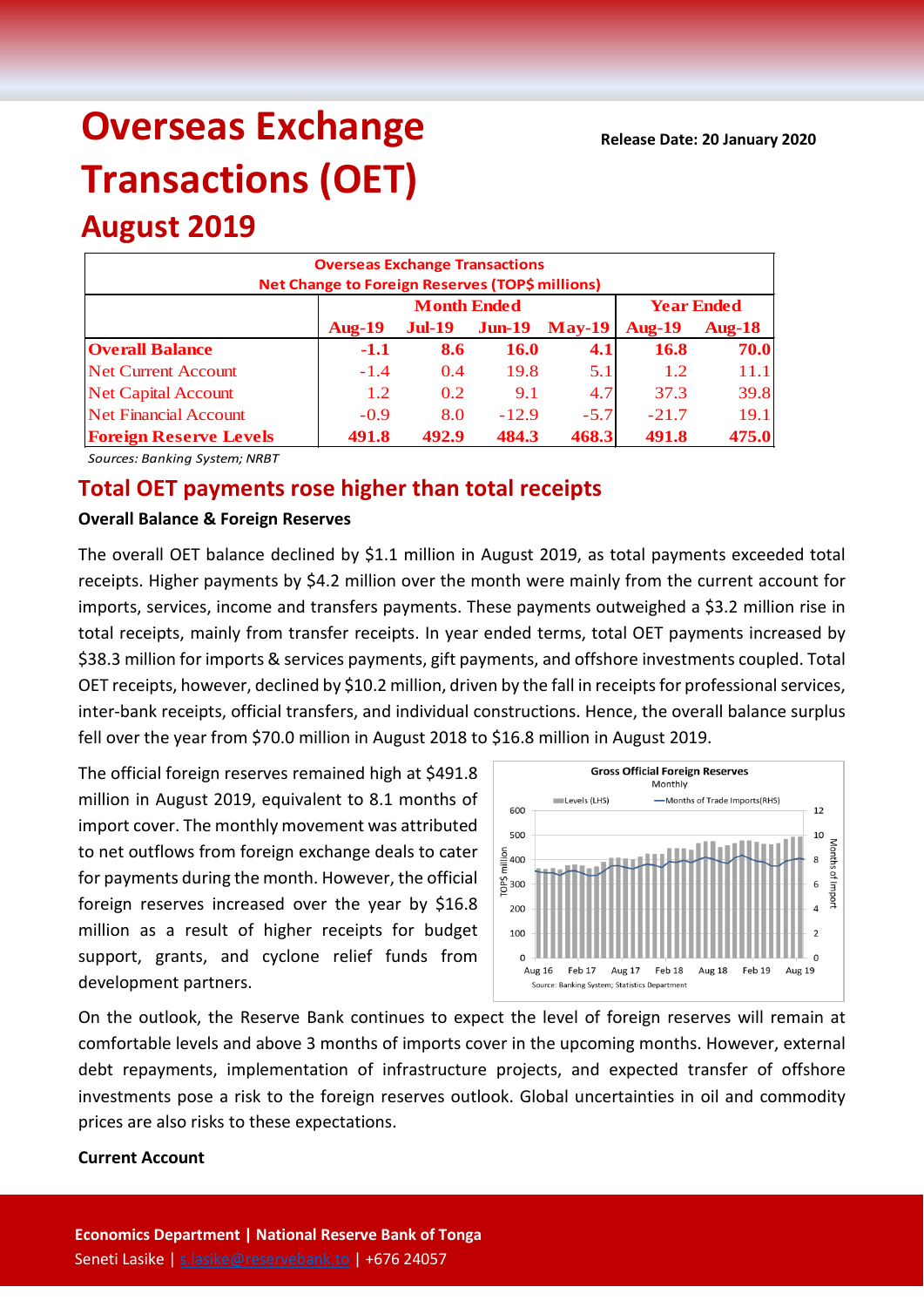# Overseas Exchange Transactions (OET)

## August 2019

**Release Date: 20 January 2020**

| Overseas Exchange Transactions<br>Net Change to Foreign Reserves (TOP$ millions) | | | | | | |
|---|---|---|---|---|---|---|
| | Month Ended | | | | Year Ended | |
| | Aug-19 | Jul-19 | Jun-19 | May-19 | Aug-19 | Aug-18 |
| **Overall Balance** | **-1.1** | **8.6** | **16.0** | **4.1** | **16.8** | **70.0** |
| Net Current Account | -1.4 | 0.4 | 19.8 | 5.1 | 1.2 | 11.1 |
| Net Capital Account | 1.2 | 0.2 | 9.1 | 4.7 | 37.3 | 39.8 |
| Net Financial Account | -0.9 | 8.0 | -12.9 | -5.7 | -21.7 | 19.1 |
| **Foreign Reserve Levels** | **491.8** | **492.9** | **484.3** | **468.3** | **491.8** | **475.0** |

*Sources: Banking System; NRBT*

## Total OET payments rose higher than total receipts

**Overall Balance & Foreign Reserves**

The overall OET balance declined by $1.1 million in August 2019, as total payments exceeded total receipts. Higher payments by $4.2 million over the month were mainly from the current account for imports, services, income and transfers payments. These payments outweighed a $3.2 million rise in total receipts, mainly from transfer receipts. In year ended terms, total OET payments increased by $38.3 million for imports & services payments, gift payments, and offshore investments coupled. Total OET receipts, however, declined by $10.2 million, driven by the fall in receipts for professional services, inter-bank receipts, official transfers, and individual constructions. Hence, the overall balance surplus fell over the year from $70.0 million in August 2018 to $16.8 million in August 2019.

The official foreign reserves remained high at $491.8 million in August 2019, equivalent to 8.1 months of import cover. The monthly movement was attributed to net outflows from foreign exchange deals to cater for payments during the month. However, the official foreign reserves increased over the year by $16.8 million as a result of higher receipts for budget support, grants, and cyclone relief funds from development partners.

On the outlook, the Reserve Bank continues to expect the level of foreign reserves will remain at comfortable levels and above 3 months of imports cover in the upcoming months. However, external debt repayments, implementation of infrastructure projects, and expected transfer of offshore investments pose a risk to the foreign reserves outlook. Global uncertainties in oil and commodity prices are also risks to these expectations.

**Current Account**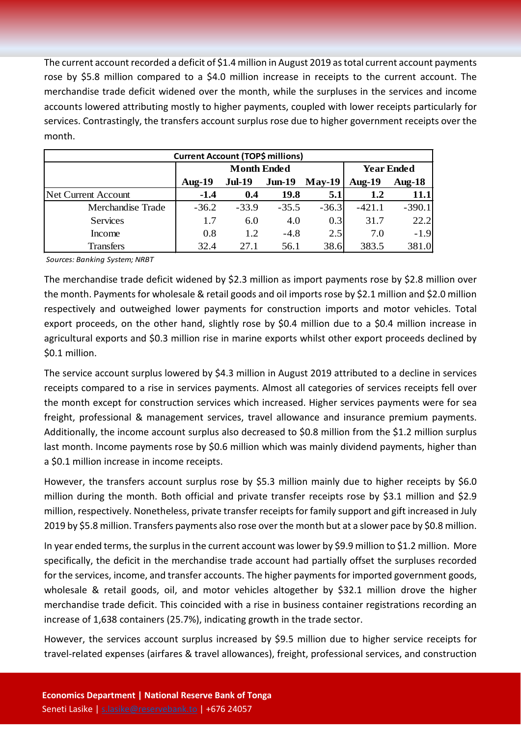The current account recorded a deficit of $1.4 million in August 2019 as total current account payments rose by $5.8 million compared to a $4.0 million increase in receipts to the current account. The merchandise trade deficit widened over the month, while the surpluses in the services and income accounts lowered attributing mostly to higher payments, coupled with lower receipts particularly for services. Contrastingly, the transfers account surplus rose due to higher government receipts over the month.

| Current Account (TOP$ millions) | | | | | | |
|---|---|---|---|---|---|---|
| | **Month Ended** | | | | **Year Ended** | |
| | **Aug-19** | **Jul-19** | **Jun-19** | **May-19** | **Aug-19** | **Aug-18** |
| Net Current Account | **-1.4** | **0.4** | **19.8** | **5.1** | **1.2** | **11.1** |
| Merchandise Trade | -36.2 | -33.9 | -35.5 | -36.3 | -421.1 | -390.1 |
| Services | 1.7 | 6.0 | 4.0 | 0.3 | 31.7 | 22.2 |
| Income | 0.8 | 1.2 | -4.8 | 2.5 | 7.0 | -1.9 |
| Transfers | 32.4 | 27.1 | 56.1 | 38.6 | 383.5 | 381.0 |

*Sources: Banking System; NRBT*

The merchandise trade deficit widened by $2.3 million as import payments rose by $2.8 million over the month. Payments for wholesale & retail goods and oil imports rose by $2.1 million and $2.0 million respectively and outweighed lower payments for construction imports and motor vehicles. Total export proceeds, on the other hand, slightly rose by $0.4 million due to a $0.4 million increase in agricultural exports and $0.3 million rise in marine exports whilst other export proceeds declined by $0.1 million.

The service account surplus lowered by $4.3 million in August 2019 attributed to a decline in services receipts compared to a rise in services payments. Almost all categories of services receipts fell over the month except for construction services which increased. Higher services payments were for sea freight, professional & management services, travel allowance and insurance premium payments. Additionally, the income account surplus also decreased to $0.8 million from the $1.2 million surplus last month. Income payments rose by $0.6 million which was mainly dividend payments, higher than a $0.1 million increase in income receipts.

However, the transfers account surplus rose by $5.3 million mainly due to higher receipts by $6.0 million during the month. Both official and private transfer receipts rose by $3.1 million and $2.9 million, respectively. Nonetheless, private transfer receipts for family support and gift increased in July 2019 by $5.8 million. Transfers payments also rose over the month but at a slower pace by $0.8 million.

In year ended terms, the surplus in the current account was lower by $9.9 million to $1.2 million. More specifically, the deficit in the merchandise trade account had partially offset the surpluses recorded for the services, income, and transfer accounts. The higher payments for imported government goods, wholesale & retail goods, oil, and motor vehicles altogether by $32.1 million drove the higher merchandise trade deficit. This coincided with a rise in business container registrations recording an increase of 1,638 containers (25.7%), indicating growth in the trade sector.

However, the services account surplus increased by $9.5 million due to higher service receipts for travel-related expenses (airfares & travel allowances), freight, professional services, and construction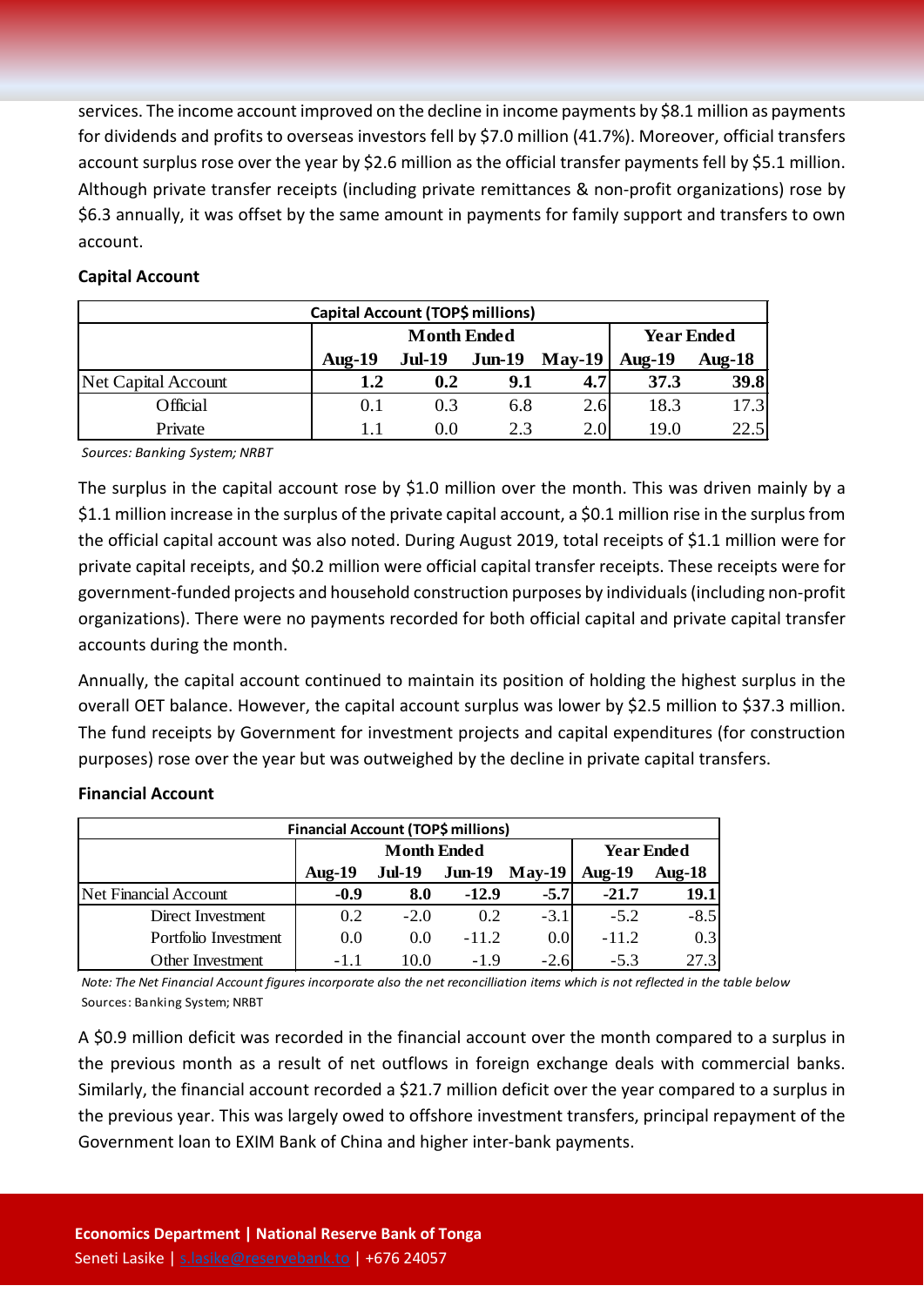services. The income account improved on the decline in income payments by $8.1 million as payments for dividends and profits to overseas investors fell by $7.0 million (41.7%). Moreover, official transfers account surplus rose over the year by $2.6 million as the official transfer payments fell by $5.1 million. Although private transfer receipts (including private remittances & non-profit organizations) rose by $6.3 annually, it was offset by the same amount in payments for family support and transfers to own account.

**Capital Account**

| Capital Account (TOP$ millions) | | | | | | |
|---|---|---|---|---|---|---|
| | Month Ended | | | | Year Ended | |
| | Aug-19 | Jul-19 | Jun-19 | May-19 | Aug-19 | Aug-18 |
| Net Capital Account | **1.2** | **0.2** | **9.1** | **4.7** | **37.3** | **39.8** |
| Official | 0.1 | 0.3 | 6.8 | 2.6 | 18.3 | 17.3 |
| Private | 1.1 | 0.0 | 2.3 | 2.0 | 19.0 | 22.5 |

*Sources: Banking System; NRBT*

The surplus in the capital account rose by $1.0 million over the month. This was driven mainly by a $1.1 million increase in the surplus of the private capital account, a $0.1 million rise in the surplus from the official capital account was also noted. During August 2019, total receipts of $1.1 million were for private capital receipts, and $0.2 million were official capital transfer receipts. These receipts were for government-funded projects and household construction purposes by individuals (including non-profit organizations). There were no payments recorded for both official capital and private capital transfer accounts during the month.

Annually, the capital account continued to maintain its position of holding the highest surplus in the overall OET balance. However, the capital account surplus was lower by $2.5 million to $37.3 million. The fund receipts by Government for investment projects and capital expenditures (for construction purposes) rose over the year but was outweighed by the decline in private capital transfers.

**Financial Account**

| Financial Account (TOP$ millions) | | | | | | |
|---|---|---|---|---|---|---|
| | Month Ended | | | | Year Ended | |
| | Aug-19 | Jul-19 | Jun-19 | May-19 | Aug-19 | Aug-18 |
| Net Financial Account | **-0.9** | **8.0** | **-12.9** | **-5.7** | **-21.7** | **19.1** |
| Direct Investment | 0.2 | -2.0 | 0.2 | -3.1 | -5.2 | -8.5 |
| Portfolio Investment | 0.0 | 0.0 | -11.2 | 0.0 | -11.2 | 0.3 |
| Other Investment | -1.1 | 10.0 | -1.9 | -2.6 | -5.3 | 27.3 |

*Note: The Net Financial Account figures incorporate also the net reconcilliation items which is not reflected in the table below*
Sources: Banking System; NRBT

A $0.9 million deficit was recorded in the financial account over the month compared to a surplus in the previous month as a result of net outflows in foreign exchange deals with commercial banks. Similarly, the financial account recorded a $21.7 million deficit over the year compared to a surplus in the previous year. This was largely owed to offshore investment transfers, principal repayment of the Government loan to EXIM Bank of China and higher inter-bank payments.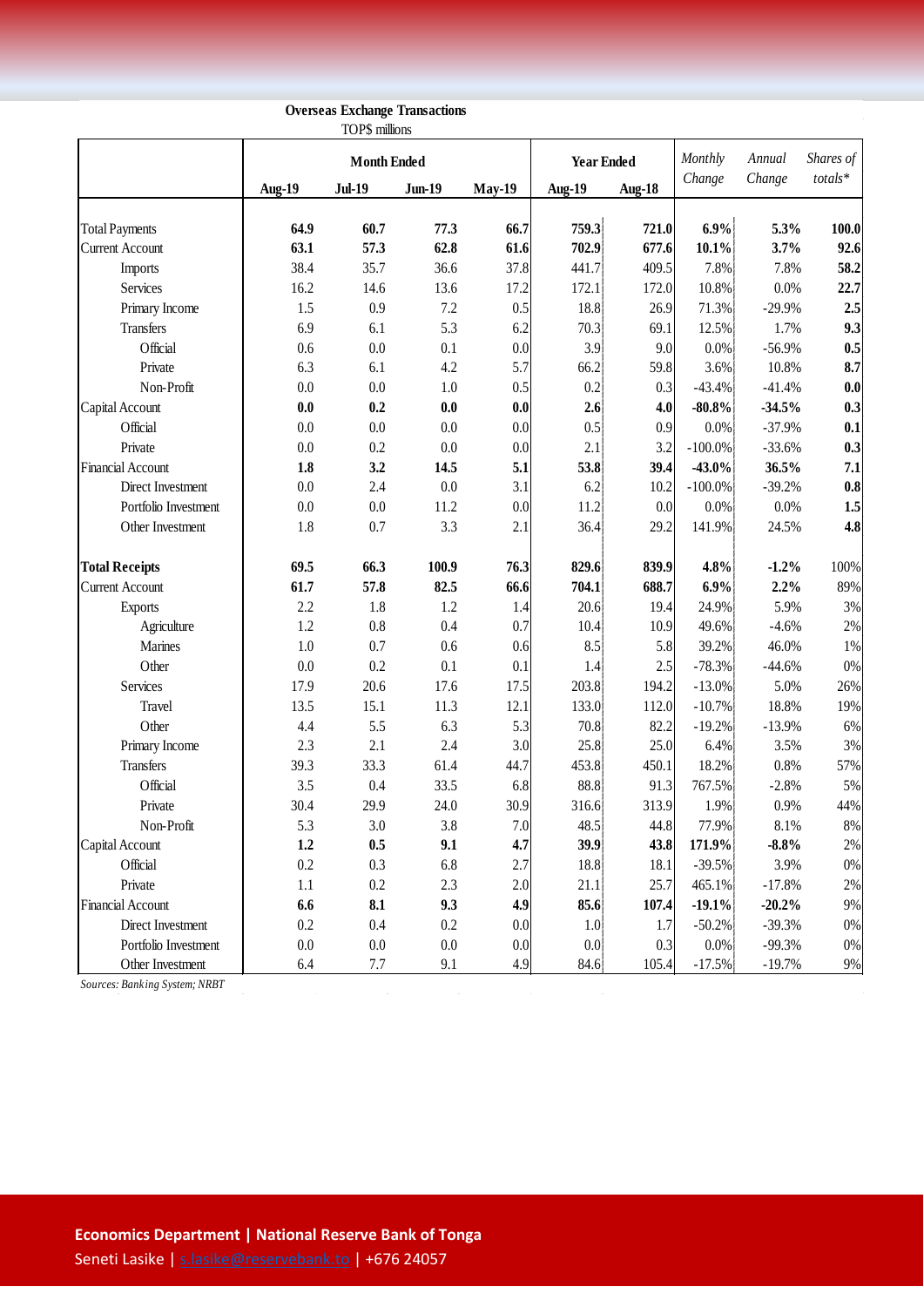**Overseas Exchange Transactions**

TOP$ millions

| | Month Ended | | | | Year Ended | | *Monthly Change* | *Annual Change* | *Shares of totals** |
|---|---|---|---|---|---|---|---|---|---|
| | **Aug-19** | **Jul-19** | **Jun-19** | **May-19** | **Aug-19** | **Aug-18** | | | |
| Total Payments | **64.9** | **60.7** | **77.3** | **66.7** | **759.3** | **721.0** | **6.9%** | **5.3%** | **100.0** |
| Current Account | **63.1** | **57.3** | **62.8** | **61.6** | **702.9** | **677.6** | **10.1%** | **3.7%** | **92.6** |
| Imports | 38.4 | 35.7 | 36.6 | 37.8 | 441.7 | 409.5 | 7.8% | 7.8% | **58.2** |
| Services | 16.2 | 14.6 | 13.6 | 17.2 | 172.1 | 172.0 | 10.8% | 0.0% | **22.7** |
| Primary Income | 1.5 | 0.9 | 7.2 | 0.5 | 18.8 | 26.9 | 71.3% | -29.9% | **2.5** |
| Transfers | 6.9 | 6.1 | 5.3 | 6.2 | 70.3 | 69.1 | 12.5% | 1.7% | **9.3** |
| Official | 0.6 | 0.0 | 0.1 | 0.0 | 3.9 | 9.0 | 0.0% | -56.9% | **0.5** |
| Private | 6.3 | 6.1 | 4.2 | 5.7 | 66.2 | 59.8 | 3.6% | 10.8% | **8.7** |
| Non-Profit | 0.0 | 0.0 | 1.0 | 0.5 | 0.2 | 0.3 | -43.4% | -41.4% | **0.0** |
| Capital Account | **0.0** | **0.2** | **0.0** | **0.0** | **2.6** | **4.0** | **-80.8%** | **-34.5%** | **0.3** |
| Official | 0.0 | 0.0 | 0.0 | 0.0 | 0.5 | 0.9 | 0.0% | -37.9% | **0.1** |
| Private | 0.0 | 0.2 | 0.0 | 0.0 | 2.1 | 3.2 | -100.0% | -33.6% | **0.3** |
| Financial Account | **1.8** | **3.2** | **14.5** | **5.1** | **53.8** | **39.4** | **-43.0%** | **36.5%** | **7.1** |
| Direct Investment | 0.0 | 2.4 | 0.0 | 3.1 | 6.2 | 10.2 | -100.0% | -39.2% | **0.8** |
| Portfolio Investment | 0.0 | 0.0 | 11.2 | 0.0 | 11.2 | 0.0 | 0.0% | 0.0% | **1.5** |
| Other Investment | 1.8 | 0.7 | 3.3 | 2.1 | 36.4 | 29.2 | 141.9% | 24.5% | **4.8** |
| **Total Receipts** | **69.5** | **66.3** | **100.9** | **76.3** | **829.6** | **839.9** | **4.8%** | **-1.2%** | 100% |
| Current Account | **61.7** | **57.8** | **82.5** | **66.6** | **704.1** | **688.7** | **6.9%** | **2.2%** | 89% |
| Exports | 2.2 | 1.8 | 1.2 | 1.4 | 20.6 | 19.4 | 24.9% | 5.9% | 3% |
| Agriculture | 1.2 | 0.8 | 0.4 | 0.7 | 10.4 | 10.9 | 49.6% | -4.6% | 2% |
| Marines | 1.0 | 0.7 | 0.6 | 0.6 | 8.5 | 5.8 | 39.2% | 46.0% | 1% |
| Other | 0.0 | 0.2 | 0.1 | 0.1 | 1.4 | 2.5 | -78.3% | -44.6% | 0% |
| Services | 17.9 | 20.6 | 17.6 | 17.5 | 203.8 | 194.2 | -13.0% | 5.0% | 26% |
| Travel | 13.5 | 15.1 | 11.3 | 12.1 | 133.0 | 112.0 | -10.7% | 18.8% | 19% |
| Other | 4.4 | 5.5 | 6.3 | 5.3 | 70.8 | 82.2 | -19.2% | -13.9% | 6% |
| Primary Income | 2.3 | 2.1 | 2.4 | 3.0 | 25.8 | 25.0 | 6.4% | 3.5% | 3% |
| Transfers | 39.3 | 33.3 | 61.4 | 44.7 | 453.8 | 450.1 | 18.2% | 0.8% | 57% |
| Official | 3.5 | 0.4 | 33.5 | 6.8 | 88.8 | 91.3 | 767.5% | -2.8% | 5% |
| Private | 30.4 | 29.9 | 24.0 | 30.9 | 316.6 | 313.9 | 1.9% | 0.9% | 44% |
| Non-Profit | 5.3 | 3.0 | 3.8 | 7.0 | 48.5 | 44.8 | 77.9% | 8.1% | 8% |
| Capital Account | **1.2** | **0.5** | **9.1** | **4.7** | **39.9** | **43.8** | **171.9%** | **-8.8%** | 2% |
| Official | 0.2 | 0.3 | 6.8 | 2.7 | 18.8 | 18.1 | -39.5% | 3.9% | 0% |
| Private | 1.1 | 0.2 | 2.3 | 2.0 | 21.1 | 25.7 | 465.1% | -17.8% | 2% |
| Financial Account | **6.6** | **8.1** | **9.3** | **4.9** | **85.6** | **107.4** | **-19.1%** | **-20.2%** | 9% |
| Direct Investment | 0.2 | 0.4 | 0.2 | 0.0 | 1.0 | 1.7 | -50.2% | -39.3% | 0% |
| Portfolio Investment | 0.0 | 0.0 | 0.0 | 0.0 | 0.0 | 0.3 | 0.0% | -99.3% | 0% |
| Other Investment | 6.4 | 7.7 | 9.1 | 4.9 | 84.6 | 105.4 | -17.5% | -19.7% | 9% |

*Sources: Banking System; NRBT*

**Economics Department | National Reserve Bank of Tonga**

Seneti Lasike | s.lasike@reservebank.to | +676 24057